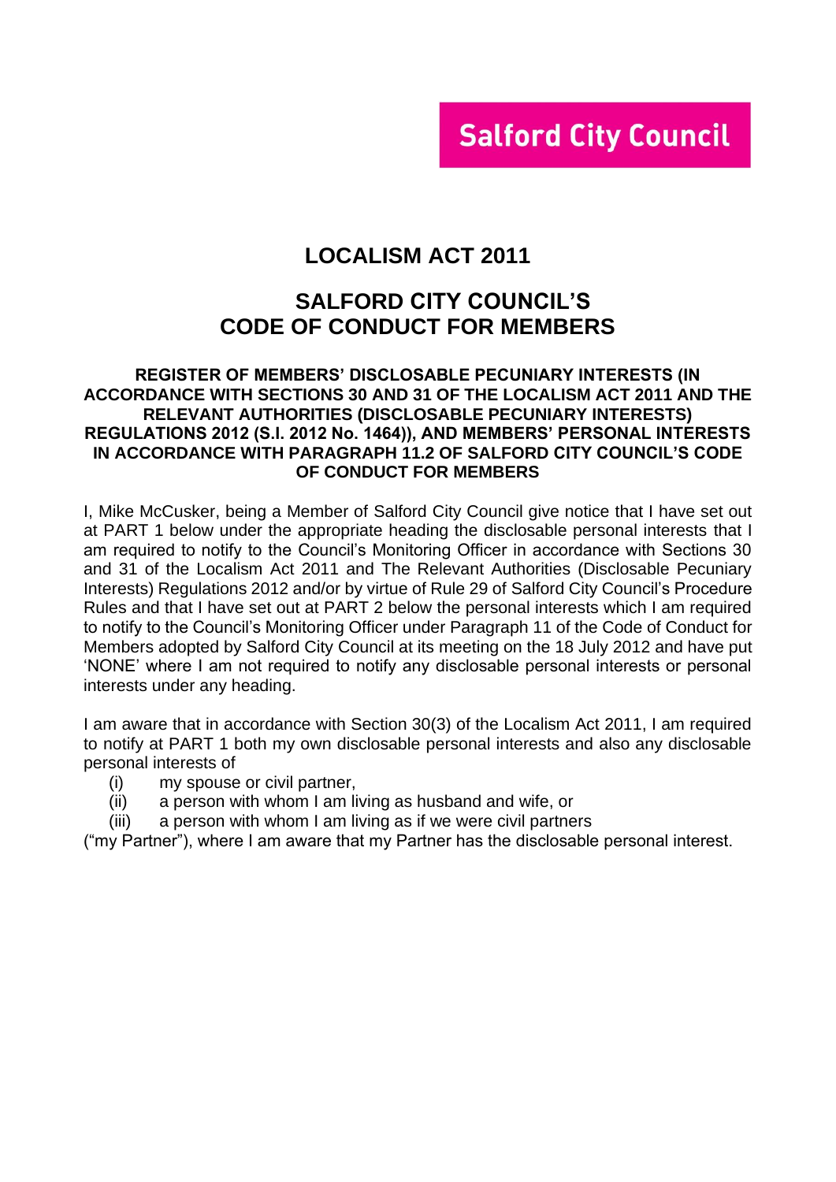**Salford City Council**

# LOCALISM ACT 2011

## SALFORD CITY COUNCIL'S CODE OF CONDUCT FOR MEMBERS

### REGISTER OF MEMBERS' DISCLOSABLE PECUNIARY INTERESTS (IN ACCORDANCE WITH SECTIONS 30 AND 31 OF THE LOCALISM ACT 2011 AND THE RELEVANT AUTHORITIES (DISCLOSABLE PECUNIARY INTERESTS) REGULATIONS 2012 (S.I. 2012 No. 1464)), AND MEMBERS' PERSONAL INTERESTS IN ACCORDANCE WITH PARAGRAPH 11.2 OF SALFORD CITY COUNCIL'S CODE OF CONDUCT FOR MEMBERS

I, Mike McCusker, being a Member of Salford City Council give notice that I have set out at PART 1 below under the appropriate heading the disclosable personal interests that I am required to notify to the Council's Monitoring Officer in accordance with Sections 30 and 31 of the Localism Act 2011 and The Relevant Authorities (Disclosable Pecuniary Interests) Regulations 2012 and/or by virtue of Rule 29 of Salford City Council's Procedure Rules and that I have set out at PART 2 below the personal interests which I am required to notify to the Council's Monitoring Officer under Paragraph 11 of the Code of Conduct for Members adopted by Salford City Council at its meeting on the 18 July 2012 and have put 'NONE' where I am not required to notify any disclosable personal interests or personal interests under any heading.

I am aware that in accordance with Section 30(3) of the Localism Act 2011, I am required to notify at PART 1 both my own disclosable personal interests and also any disclosable personal interests of

- (i) my spouse or civil partner,
- (ii) a person with whom I am living as husband and wife, or
- (iii) a person with whom I am living as if we were civil partners

("my Partner"), where I am aware that my Partner has the disclosable personal interest.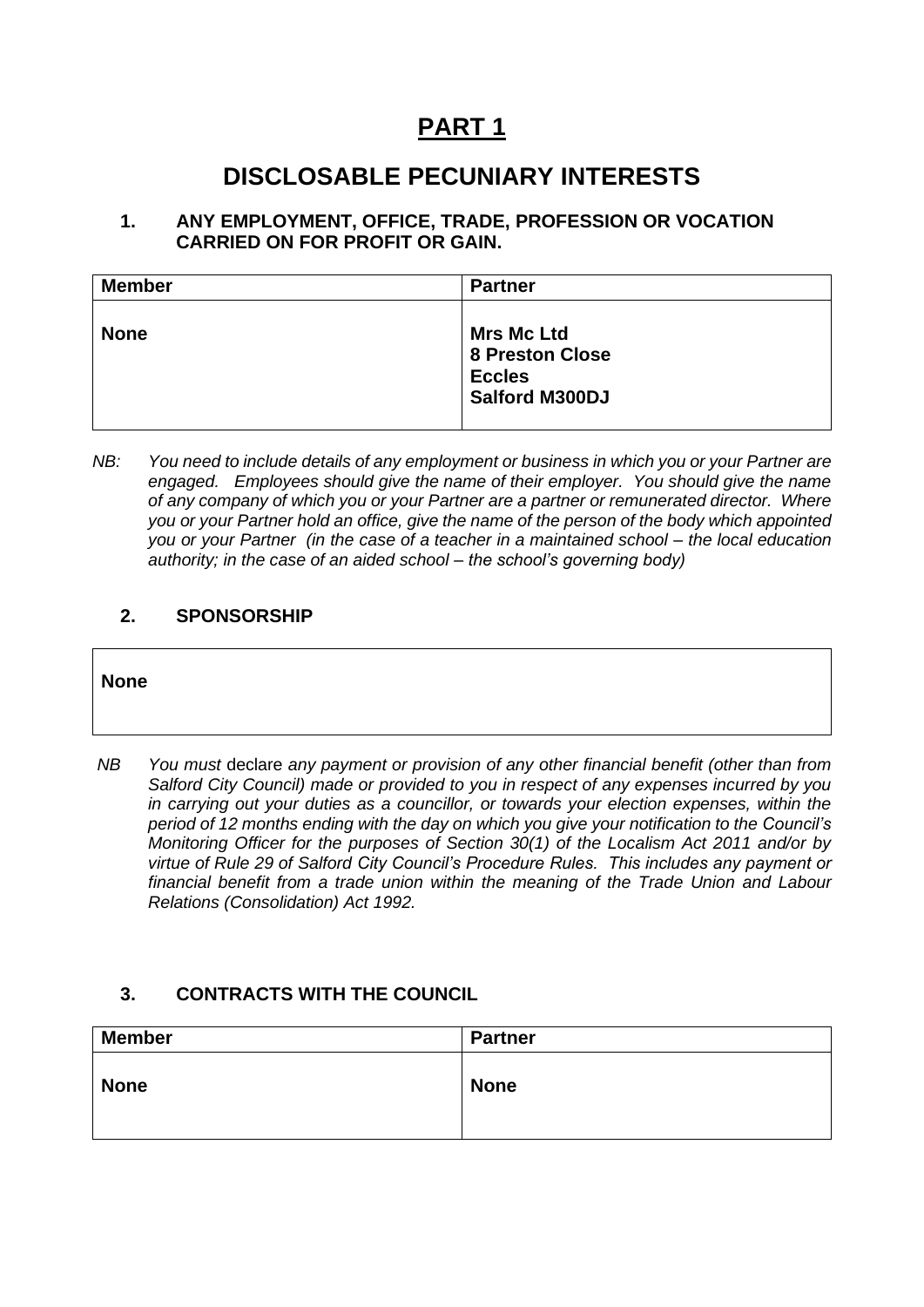# PART 1

## DISCLOSABLE PECUNIARY INTERESTS

### 1. ANY EMPLOYMENT, OFFICE, TRADE, PROFESSION OR VOCATION CARRIED ON FOR PROFIT OR GAIN.

| Member | Partner |
| --- | --- |
| **None** | **Mrs Mc Ltd**<br>**8 Preston Close**<br>**Eccles**<br>**Salford M300DJ** |

*NB: You need to include details of any employment or business in which you or your Partner are engaged. Employees should give the name of their employer. You should give the name of any company of which you or your Partner are a partner or remunerated director. Where you or your Partner hold an office, give the name of the person of the body which appointed you or your Partner (in the case of a teacher in a maintained school – the local education authority; in the case of an aided school – the school's governing body)*

### 2. SPONSORSHIP

| None |
| --- |

*NB You must* declare *any payment or provision of any other financial benefit (other than from Salford City Council) made or provided to you in respect of any expenses incurred by you in carrying out your duties as a councillor, or towards your election expenses, within the period of 12 months ending with the day on which you give your notification to the Council's Monitoring Officer for the purposes of Section 30(1) of the Localism Act 2011 and/or by virtue of Rule 29 of Salford City Council's Procedure Rules. This includes any payment or financial benefit from a trade union within the meaning of the Trade Union and Labour Relations (Consolidation) Act 1992.*

### 3. CONTRACTS WITH THE COUNCIL

| Member | Partner |
| --- | --- |
| **None** | **None** |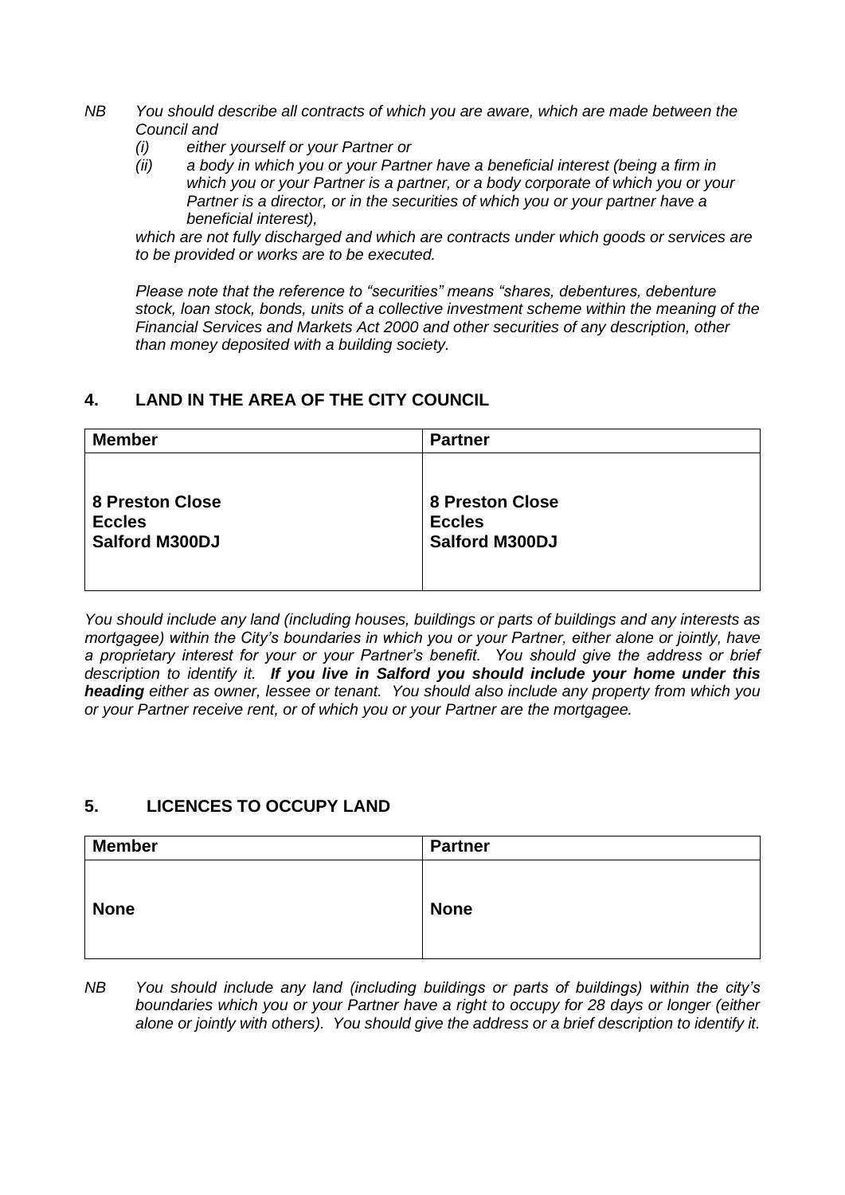*NB You should describe all contracts of which you are aware, which are made between the Council and*

*(i) either yourself or your Partner or*

*(ii) a body in which you or your Partner have a beneficial interest (being a firm in which you or your Partner is a partner, or a body corporate of which you or your Partner is a director, or in the securities of which you or your partner have a beneficial interest),*

*which are not fully discharged and which are contracts under which goods or services are to be provided or works are to be executed.*

*Please note that the reference to "securities" means "shares, debentures, debenture stock, loan stock, bonds, units of a collective investment scheme within the meaning of the Financial Services and Markets Act 2000 and other securities of any description, other than money deposited with a building society.*

## 4. LAND IN THE AREA OF THE CITY COUNCIL

| Member | Partner |
|---|---|
| **8 Preston Close**<br>**Eccles**<br>**Salford M300DJ** | **8 Preston Close**<br>**Eccles**<br>**Salford M300DJ** |

*You should include any land (including houses, buildings or parts of buildings and any interests as mortgagee) within the City's boundaries in which you or your Partner, either alone or jointly, have a proprietary interest for your or your Partner's benefit. You should give the address or brief description to identify it.* ***If you live in Salford you should include your home under this heading*** *either as owner, lessee or tenant. You should also include any property from which you or your Partner receive rent, or of which you or your Partner are the mortgagee.*

## 5. LICENCES TO OCCUPY LAND

| Member | Partner |
|---|---|
| **None** | **None** |

*NB You should include any land (including buildings or parts of buildings) within the city's boundaries which you or your Partner have a right to occupy for 28 days or longer (either alone or jointly with others). You should give the address or a brief description to identify it.*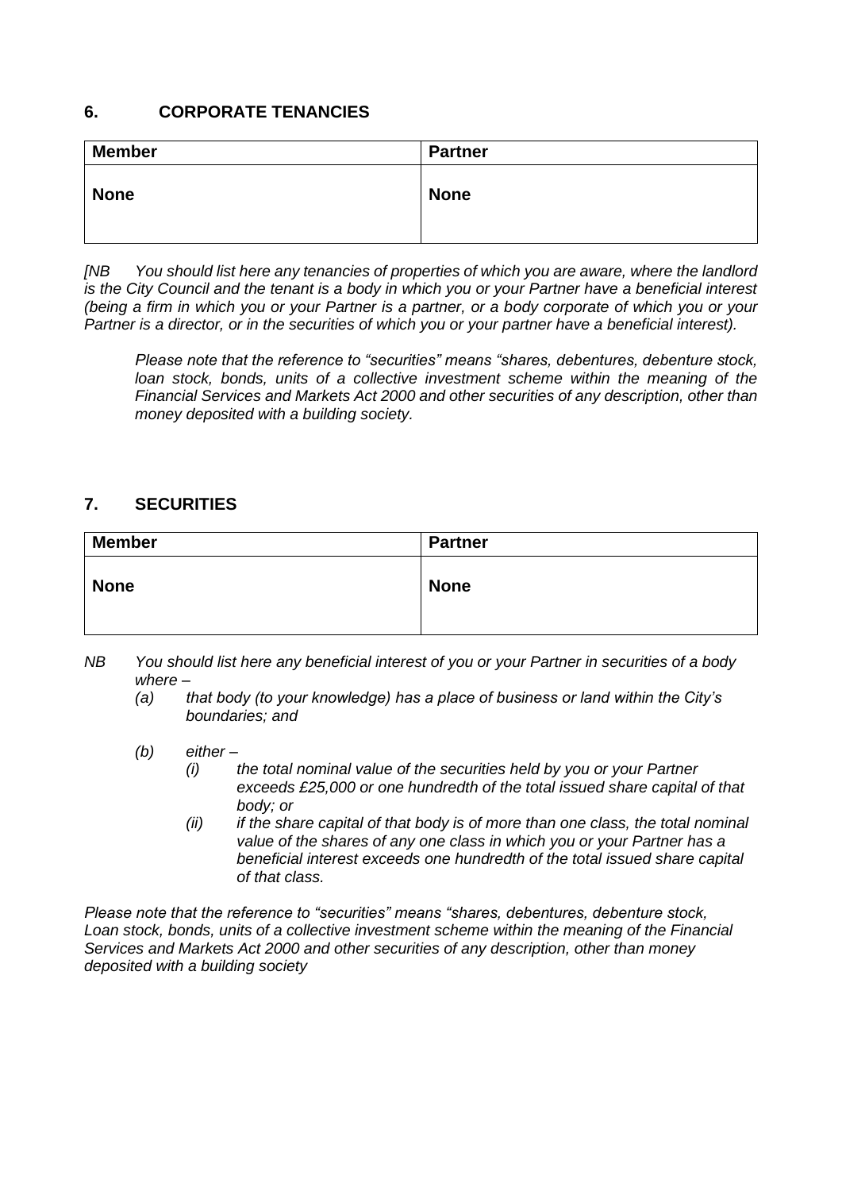## 6. CORPORATE TENANCIES

| Member | Partner |
|---|---|
| **None** | **None** |

*[NB You should list here any tenancies of properties of which you are aware, where the landlord is the City Council and the tenant is a body in which you or your Partner have a beneficial interest (being a firm in which you or your Partner is a partner, or a body corporate of which you or your Partner is a director, or in the securities of which you or your partner have a beneficial interest).*

*Please note that the reference to "securities" means "shares, debentures, debenture stock, loan stock, bonds, units of a collective investment scheme within the meaning of the Financial Services and Markets Act 2000 and other securities of any description, other than money deposited with a building society.*

## 7. SECURITIES

| Member | Partner |
|---|---|
| **None** | **None** |

*NB You should list here any beneficial interest of you or your Partner in securities of a body where –*

- *(a) that body (to your knowledge) has a place of business or land within the City's boundaries; and*
- *(b) either –*
  - *(i) the total nominal value of the securities held by you or your Partner exceeds £25,000 or one hundredth of the total issued share capital of that body; or*
  - *(ii) if the share capital of that body is of more than one class, the total nominal value of the shares of any one class in which you or your Partner has a beneficial interest exceeds one hundredth of the total issued share capital of that class.*

*Please note that the reference to "securities" means "shares, debentures, debenture stock, Loan stock, bonds, units of a collective investment scheme within the meaning of the Financial Services and Markets Act 2000 and other securities of any description, other than money deposited with a building society*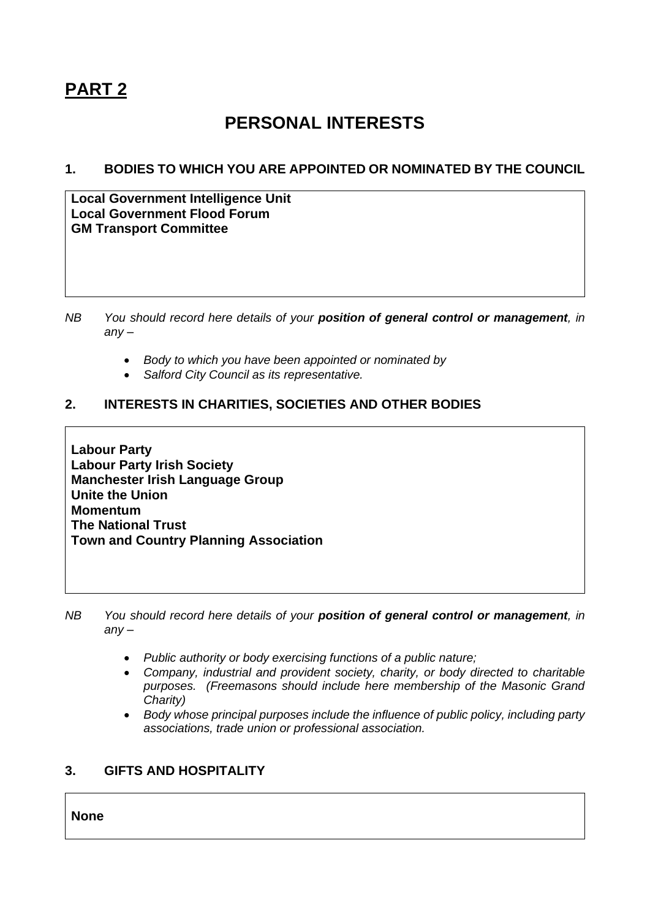# PART 2

## PERSONAL INTERESTS

### 1. BODIES TO WHICH YOU ARE APPOINTED OR NOMINATED BY THE COUNCIL

**Local Government Intelligence Unit**
**Local Government Flood Forum**
**GM Transport Committee**

*NB You should record here details of your **position of general control or management**, in any –*

- *Body to which you have been appointed or nominated by*
- *Salford City Council as its representative.*

### 2. INTERESTS IN CHARITIES, SOCIETIES AND OTHER BODIES

**Labour Party**
**Labour Party Irish Society**
**Manchester Irish Language Group**
**Unite the Union**
**Momentum**
**The National Trust**
**Town and Country Planning Association**

*NB You should record here details of your **position of general control or management**, in any –*

- *Public authority or body exercising functions of a public nature;*
- *Company, industrial and provident society, charity, or body directed to charitable purposes. (Freemasons should include here membership of the Masonic Grand Charity)*
- *Body whose principal purposes include the influence of public policy, including party associations, trade union or professional association.*

### 3. GIFTS AND HOSPITALITY

**None**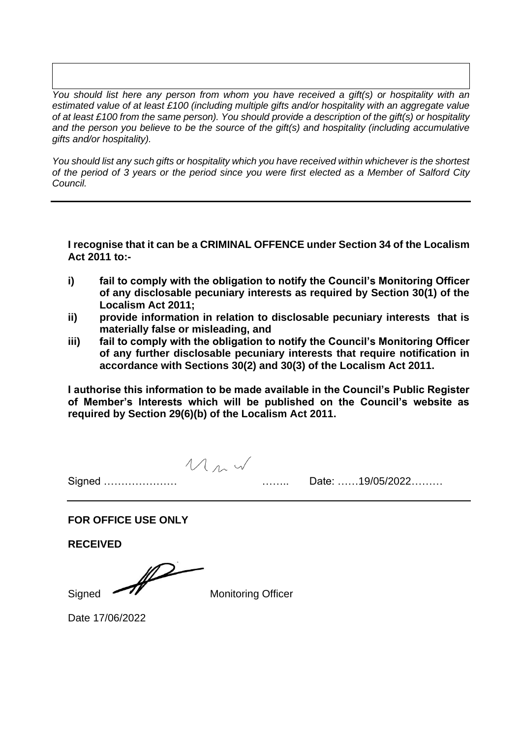*You should list here any person from whom you have received a gift(s) or hospitality with an estimated value of at least £100 (including multiple gifts and/or hospitality with an aggregate value of at least £100 from the same person). You should provide a description of the gift(s) or hospitality and the person you believe to be the source of the gift(s) and hospitality (including accumulative gifts and/or hospitality).*

*You should list any such gifts or hospitality which you have received within whichever is the shortest of the period of 3 years or the period since you were first elected as a Member of Salford City Council.*

---

**I recognise that it can be a CRIMINAL OFFENCE under Section 34 of the Localism Act 2011 to:-**

**i) fail to comply with the obligation to notify the Council's Monitoring Officer of any disclosable pecuniary interests as required by Section 30(1) of the Localism Act 2011;**

**ii) provide information in relation to disclosable pecuniary interests that is materially false or misleading, and**

**iii) fail to comply with the obligation to notify the Council's Monitoring Officer of any further disclosable pecuniary interests that require notification in accordance with Sections 30(2) and 30(3) of the Localism Act 2011.**

**I authorise this information to be made available in the Council's Public Register of Member's Interests which will be published on the Council's website as required by Section 29(6)(b) of the Localism Act 2011.**

Signed ………………… …….. Date: ……19/05/2022………

---

**FOR OFFICE USE ONLY**

**RECEIVED**

Signed Monitoring Officer

Date 17/06/2022